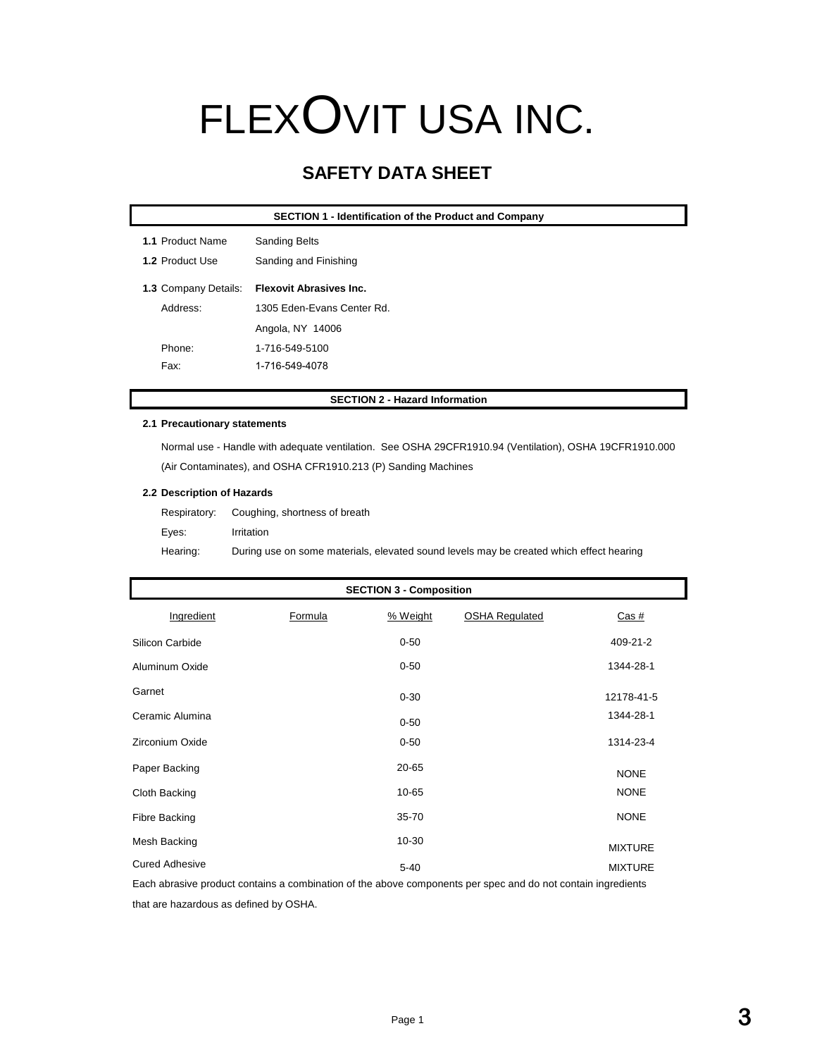# FLEXOVIT USA INC.

## SAFETY DATA SHEET

### SECTION 1 - Identification of the Product and Company

**1.1** Product Name: Sanding Belts

**1.2** Product Use: Sanding and Finishing

**1.3** Company Details: **Flexovit Abrasives Inc.**

Address: 1305 Eden-Evans Center Rd.
Angola, NY 14006

Phone: 1-716-549-5100

Fax: 1-716-549-4078

### SECTION 2 - Hazard Information

**2.1 Precautionary statements**

Normal use - Handle with adequate ventilation. See OSHA 29CFR1910.94 (Ventilation), OSHA 19CFR1910.000 (Air Contaminates), and OSHA CFR1910.213 (P) Sanding Machines

**2.2 Description of Hazards**

Respiratory: Coughing, shortness of breath

Eyes: Irritation

Hearing: During use on some materials, elevated sound levels may be created which effect hearing

### SECTION 3 - Composition

| Ingredient | Formula | % Weight | OSHA Regulated | Cas # |
|---|---|---|---|---|
| Silicon Carbide | | 0-50 | | 409-21-2 |
| Aluminum Oxide | | 0-50 | | 1344-28-1 |
| Garnet | | 0-30 | | 12178-41-5 |
| Ceramic Alumina | | 0-50 | | 1344-28-1 |
| Zirconium Oxide | | 0-50 | | 1314-23-4 |
| Paper Backing | | 20-65 | | NONE |
| Cloth Backing | | 10-65 | | NONE |
| Fibre Backing | | 35-70 | | NONE |
| Mesh Backing | | 10-30 | | MIXTURE |
| Cured Adhesive | | 5-40 | | MIXTURE |

Each abrasive product contains a combination of the above components per spec and do not contain ingredients that are hazardous as defined by OSHA.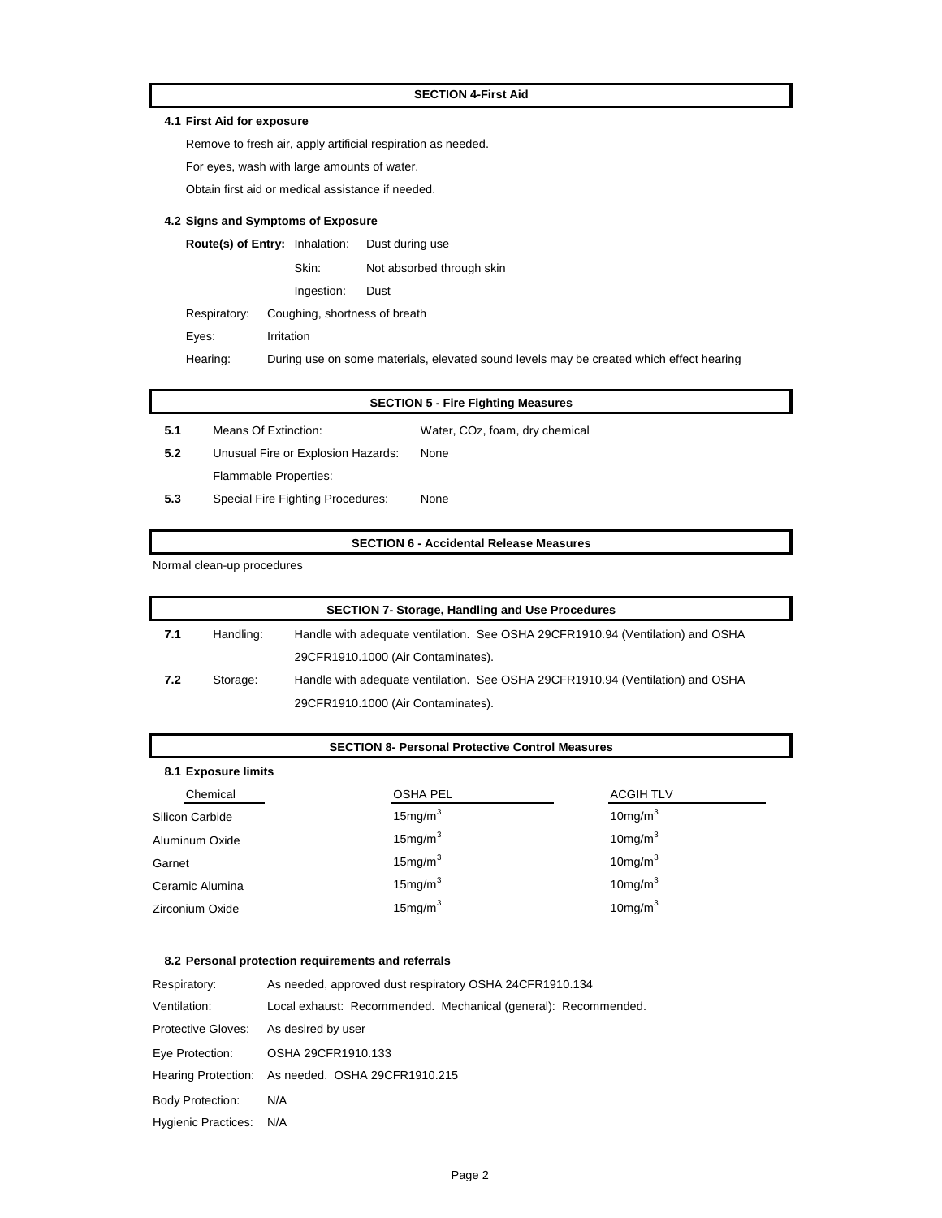## SECTION 4-First Aid

### 4.1 First Aid for exposure

Remove to fresh air, apply artificial respiration as needed.

For eyes, wash with large amounts of water.

Obtain first aid or medical assistance if needed.

### 4.2 Signs and Symptoms of Exposure

**Route(s) of Entry:** Inhalation: Dust during use

Skin: Not absorbed through skin

Ingestion: Dust

Respiratory: Coughing, shortness of breath

Eyes: Irritation

Hearing: During use on some materials, elevated sound levels may be created which effect hearing

## SECTION 5 - Fire Fighting Measures

| | | |
|---|---|---|
| **5.1** | Means Of Extinction: | Water, COz, foam, dry chemical |
| **5.2** | Unusual Fire or Explosion Hazards: | None |
| | Flammable Properties: | |
| **5.3** | Special Fire Fighting Procedures: | None |

## SECTION 6 - Accidental Release Measures

Normal clean-up procedures

## SECTION 7- Storage, Handling and Use Procedures

| | | |
|---|---|---|
| **7.1** | Handling: | Handle with adequate ventilation. See OSHA 29CFR1910.94 (Ventilation) and OSHA 29CFR1910.1000 (Air Contaminates). |
| **7.2** | Storage: | Handle with adequate ventilation. See OSHA 29CFR1910.94 (Ventilation) and OSHA 29CFR1910.1000 (Air Contaminates). |

## SECTION 8- Personal Protective Control Measures

### 8.1 Exposure limits

| Chemical | OSHA PEL | ACGIH TLV |
|---|---|---|
| Silicon Carbide | 15mg/m$^3$ | 10mg/m$^3$ |
| Aluminum Oxide | 15mg/m$^3$ | 10mg/m$^3$ |
| Garnet | 15mg/m$^3$ | 10mg/m$^3$ |
| Ceramic Alumina | 15mg/m$^3$ | 10mg/m$^3$ |
| Zirconium Oxide | 15mg/m$^3$ | 10mg/m$^3$ |

### 8.2 Personal protection requirements and referrals

| | |
|---|---|
| Respiratory: | As needed, approved dust respiratory OSHA 24CFR1910.134 |
| Ventilation: | Local exhaust: Recommended. Mechanical (general): Recommended. |
| Protective Gloves: | As desired by user |
| Eye Protection: | OSHA 29CFR1910.133 |
| Hearing Protection: | As needed. OSHA 29CFR1910.215 |
| Body Protection: | N/A |
| Hygienic Practices: | N/A |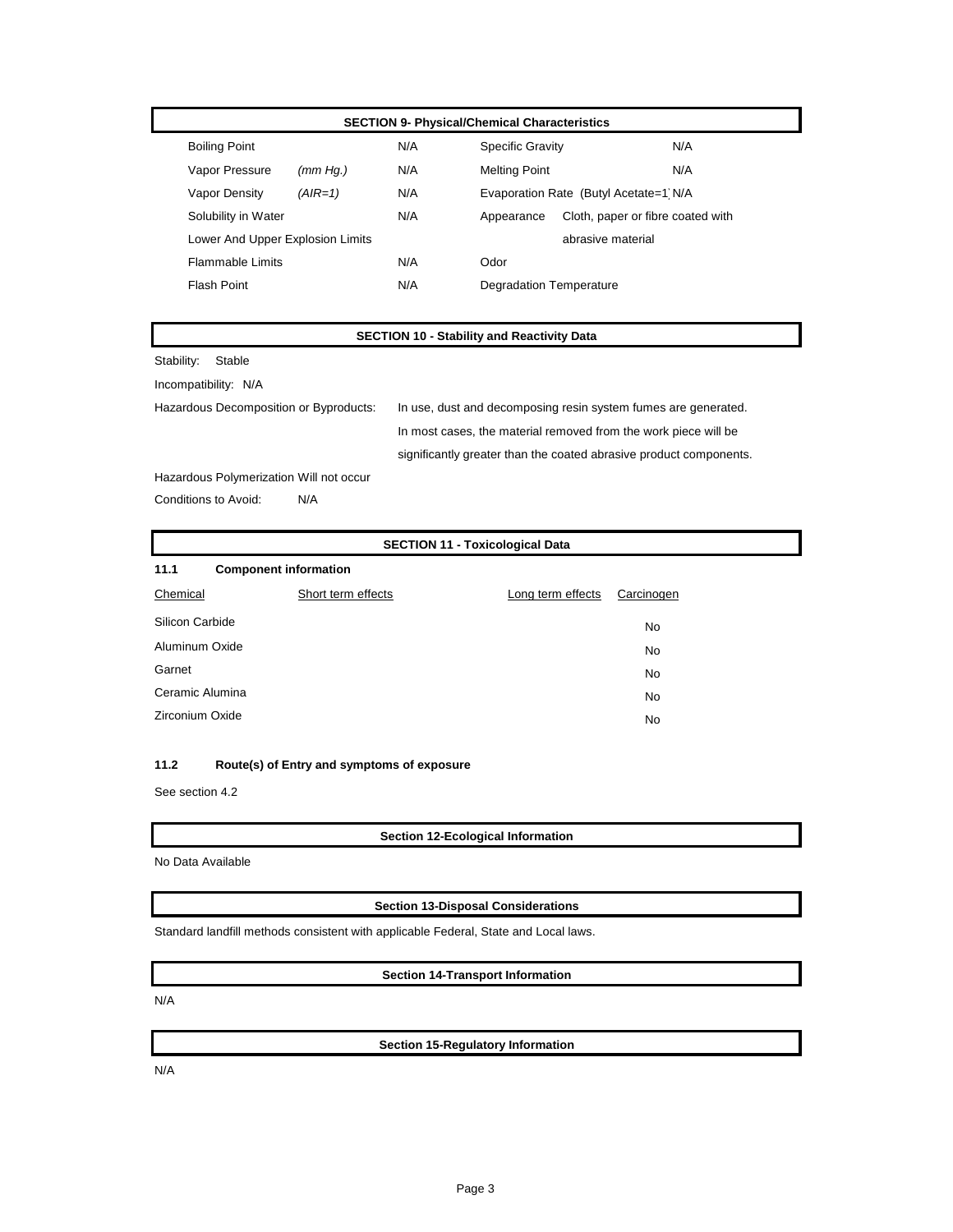## SECTION 9- Physical/Chemical Characteristics

| | | | | |
|---|---|---|---|---|
| Boiling Point | | N/A | Specific Gravity | N/A |
| Vapor Pressure | *(mm Hg.)* | N/A | Melting Point | N/A |
| Vapor Density | *(AIR=1)* | N/A | Evaporation Rate (Butyl Acetate=1) | N/A |
| Solubility in Water | | N/A | Appearance | Cloth, paper or fibre coated with abrasive material |
| Lower And Upper Explosion Limits | | | | |
| Flammable Limits | | N/A | Odor | |
| Flash Point | | N/A | Degradation Temperature | |

## SECTION 10 - Stability and Reactivity Data

Stability: Stable

Incompatibility: N/A

Hazardous Decomposition or Byproducts: In use, dust and decomposing resin system fumes are generated. In most cases, the material removed from the work piece will be significantly greater than the coated abrasive product components.

Hazardous Polymerization Will not occur

Conditions to Avoid: N/A

## SECTION 11 - Toxicological Data

### 11.1 Component information

| Chemical | Short term effects | Long term effects | Carcinogen |
|---|---|---|---|
| Silicon Carbide | | | No |
| Aluminum Oxide | | | No |
| Garnet | | | No |
| Ceramic Alumina | | | No |
| Zirconium Oxide | | | No |

### 11.2 Route(s) of Entry and symptoms of exposure

See section 4.2

## Section 12-Ecological Information

No Data Available

## Section 13-Disposal Considerations

Standard landfill methods consistent with applicable Federal, State and Local laws.

## Section 14-Transport Information

N/A

## Section 15-Regulatory Information

N/A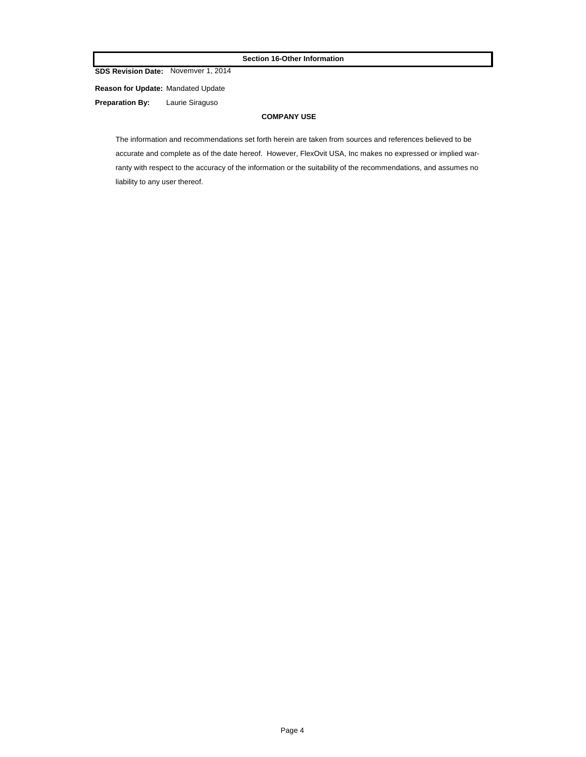## Section 16-Other Information

**SDS Revision Date:** Novemver 1, 2014

**Reason for Update:** Mandated Update

**Preparation By:** Laurie Siraguso

**COMPANY USE**

The information and recommendations set forth herein are taken from sources and references believed to be accurate and complete as of the date hereof. However, FlexOvit USA, Inc makes no expressed or implied warranty with respect to the accuracy of the information or the suitability of the recommendations, and assumes no liability to any user thereof.